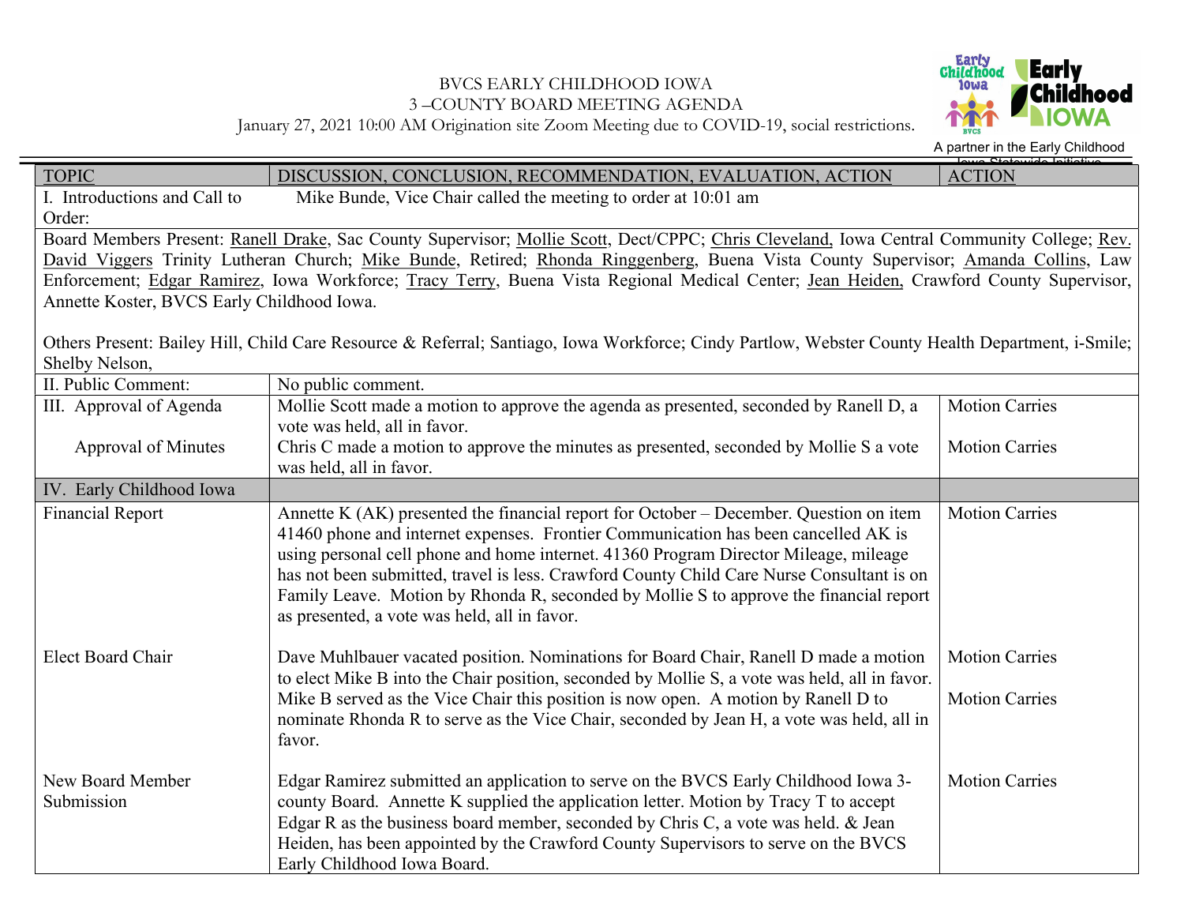BVCS EARLY CHILDHOOD IOWA
3 –COUNTY BOARD MEETING AGENDA
January 27, 2021 10:00 AM Origination site Zoom Meeting due to COVID-19, social restrictions.

A partner in the Early Childhood Iowa Statewide Initiative

| TOPIC | DISCUSSION, CONCLUSION, RECOMMENDATION, EVALUATION, ACTION | ACTION |
|---|---|---|
| I. Introductions and Call to Order: | Mike Bunde, Vice Chair called the meeting to order at 10:01 am | |
| Board Members Present: Ranell Drake, Sac County Supervisor; Mollie Scott, Dect/CPPC; Chris Cleveland, Iowa Central Community College; Rev. David Viggers Trinity Lutheran Church; Mike Bunde, Retired; Rhonda Ringgenberg, Buena Vista County Supervisor; Amanda Collins, Law Enforcement; Edgar Ramirez, Iowa Workforce; Tracy Terry, Buena Vista Regional Medical Center; Jean Heiden, Crawford County Supervisor, Annette Koster, BVCS Early Childhood Iowa.<br><br>Others Present: Bailey Hill, Child Care Resource & Referral; Santiago, Iowa Workforce; Cindy Partlow, Webster County Health Department, i-Smile; Shelby Nelson, | | |
| II. Public Comment: | No public comment. | |
| III. Approval of Agenda<br><br>Approval of Minutes | Mollie Scott made a motion to approve the agenda as presented, seconded by Ranell D, a vote was held, all in favor.<br>Chris C made a motion to approve the minutes as presented, seconded by Mollie S a vote was held, all in favor. | Motion Carries<br><br>Motion Carries |
| IV. Early Childhood Iowa | | |
| Financial Report | Annette K (AK) presented the financial report for October – December. Question on item 41460 phone and internet expenses. Frontier Communication has been cancelled AK is using personal cell phone and home internet. 41360 Program Director Mileage, mileage has not been submitted, travel is less. Crawford County Child Care Nurse Consultant is on Family Leave. Motion by Rhonda R, seconded by Mollie S to approve the financial report as presented, a vote was held, all in favor. | Motion Carries |
| Elect Board Chair | Dave Muhlbauer vacated position. Nominations for Board Chair, Ranell D made a motion to elect Mike B into the Chair position, seconded by Mollie S, a vote was held, all in favor. Mike B served as the Vice Chair this position is now open. A motion by Ranell D to nominate Rhonda R to serve as the Vice Chair, seconded by Jean H, a vote was held, all in favor. | Motion Carries<br><br>Motion Carries |
| New Board Member Submission | Edgar Ramirez submitted an application to serve on the BVCS Early Childhood Iowa 3-county Board. Annette K supplied the application letter. Motion by Tracy T to accept Edgar R as the business board member, seconded by Chris C, a vote was held. & Jean Heiden, has been appointed by the Crawford County Supervisors to serve on the BVCS Early Childhood Iowa Board. | Motion Carries |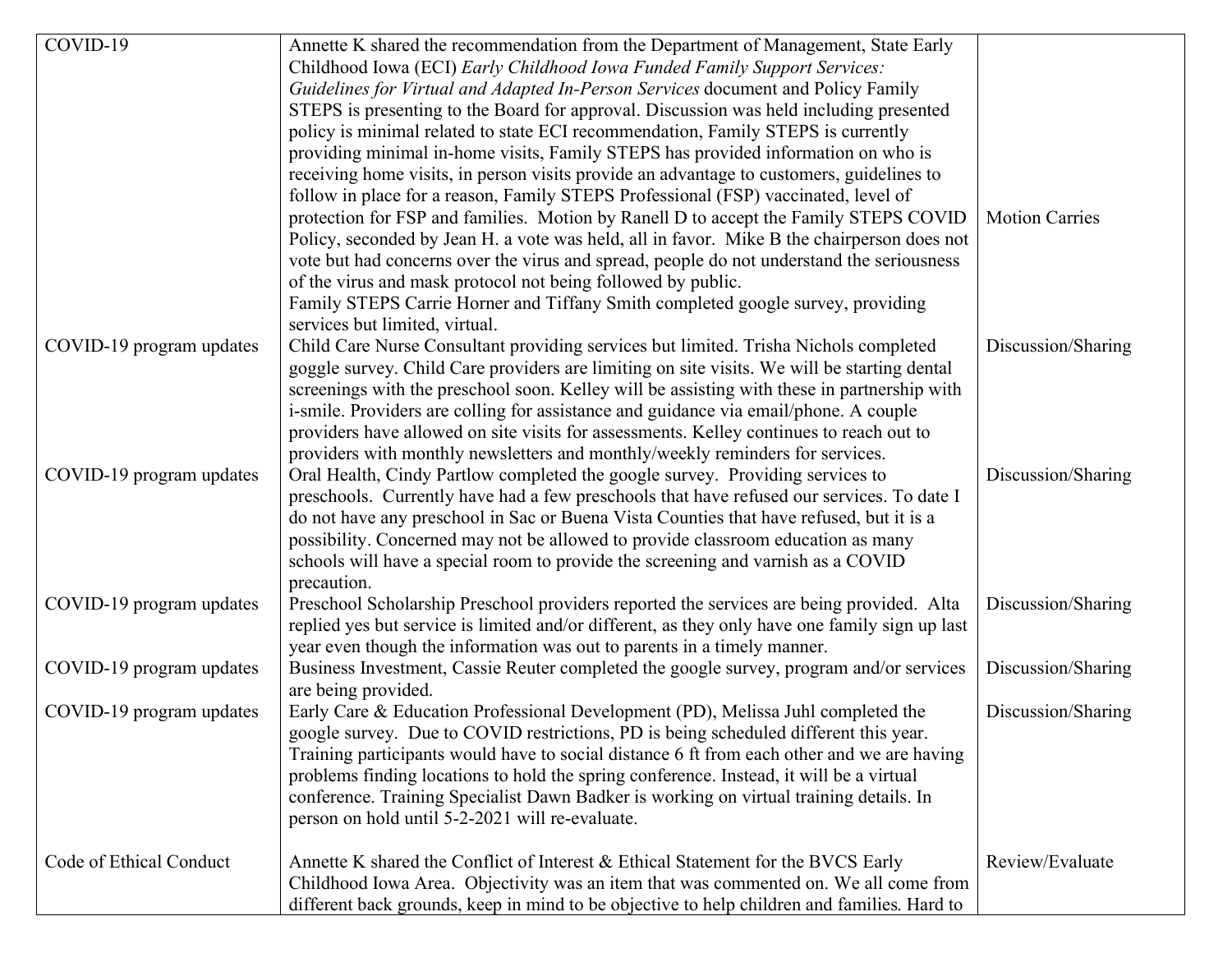| | | |
|---|---|---|
| COVID-19 | Annette K shared the recommendation from the Department of Management, State Early Childhood Iowa (ECI) *Early Childhood Iowa Funded Family Support Services: Guidelines for Virtual and Adapted In-Person Services* document and Policy Family STEPS is presenting to the Board for approval. Discussion was held including presented policy is minimal related to state ECI recommendation, Family STEPS is currently providing minimal in-home visits, Family STEPS has provided information on who is receiving home visits, in person visits provide an advantage to customers, guidelines to follow in place for a reason, Family STEPS Professional (FSP) vaccinated, level of protection for FSP and families. Motion by Ranell D to accept the Family STEPS COVID Policy, seconded by Jean H. a vote was held, all in favor. Mike B the chairperson does not vote but had concerns over the virus and spread, people do not understand the seriousness of the virus and mask protocol not being followed by public.<br>Family STEPS Carrie Horner and Tiffany Smith completed google survey, providing services but limited, virtual. | Motion Carries |
| COVID-19 program updates | Child Care Nurse Consultant providing services but limited. Trisha Nichols completed goggle survey. Child Care providers are limiting on site visits. We will be starting dental screenings with the preschool soon. Kelley will be assisting with these in partnership with i-smile. Providers are colling for assistance and guidance via email/phone. A couple providers have allowed on site visits for assessments. Kelley continues to reach out to providers with monthly newsletters and monthly/weekly reminders for services. | Discussion/Sharing |
| COVID-19 program updates | Oral Health, Cindy Partlow completed the google survey. Providing services to preschools. Currently have had a few preschools that have refused our services. To date I do not have any preschool in Sac or Buena Vista Counties that have refused, but it is a possibility. Concerned may not be allowed to provide classroom education as many schools will have a special room to provide the screening and varnish as a COVID precaution. | Discussion/Sharing |
| COVID-19 program updates | Preschool Scholarship Preschool providers reported the services are being provided. Alta replied yes but service is limited and/or different, as they only have one family sign up last year even though the information was out to parents in a timely manner. | Discussion/Sharing |
| COVID-19 program updates | Business Investment, Cassie Reuter completed the google survey, program and/or services are being provided. | Discussion/Sharing |
| COVID-19 program updates | Early Care & Education Professional Development (PD), Melissa Juhl completed the google survey. Due to COVID restrictions, PD is being scheduled different this year. Training participants would have to social distance 6 ft from each other and we are having problems finding locations to hold the spring conference. Instead, it will be a virtual conference. Training Specialist Dawn Badker is working on virtual training details. In person on hold until 5-2-2021 will re-evaluate. | Discussion/Sharing |
| Code of Ethical Conduct | Annette K shared the Conflict of Interest & Ethical Statement for the BVCS Early Childhood Iowa Area. Objectivity was an item that was commented on. We all come from different back grounds, keep in mind to be objective to help children and families. Hard to | Review/Evaluate |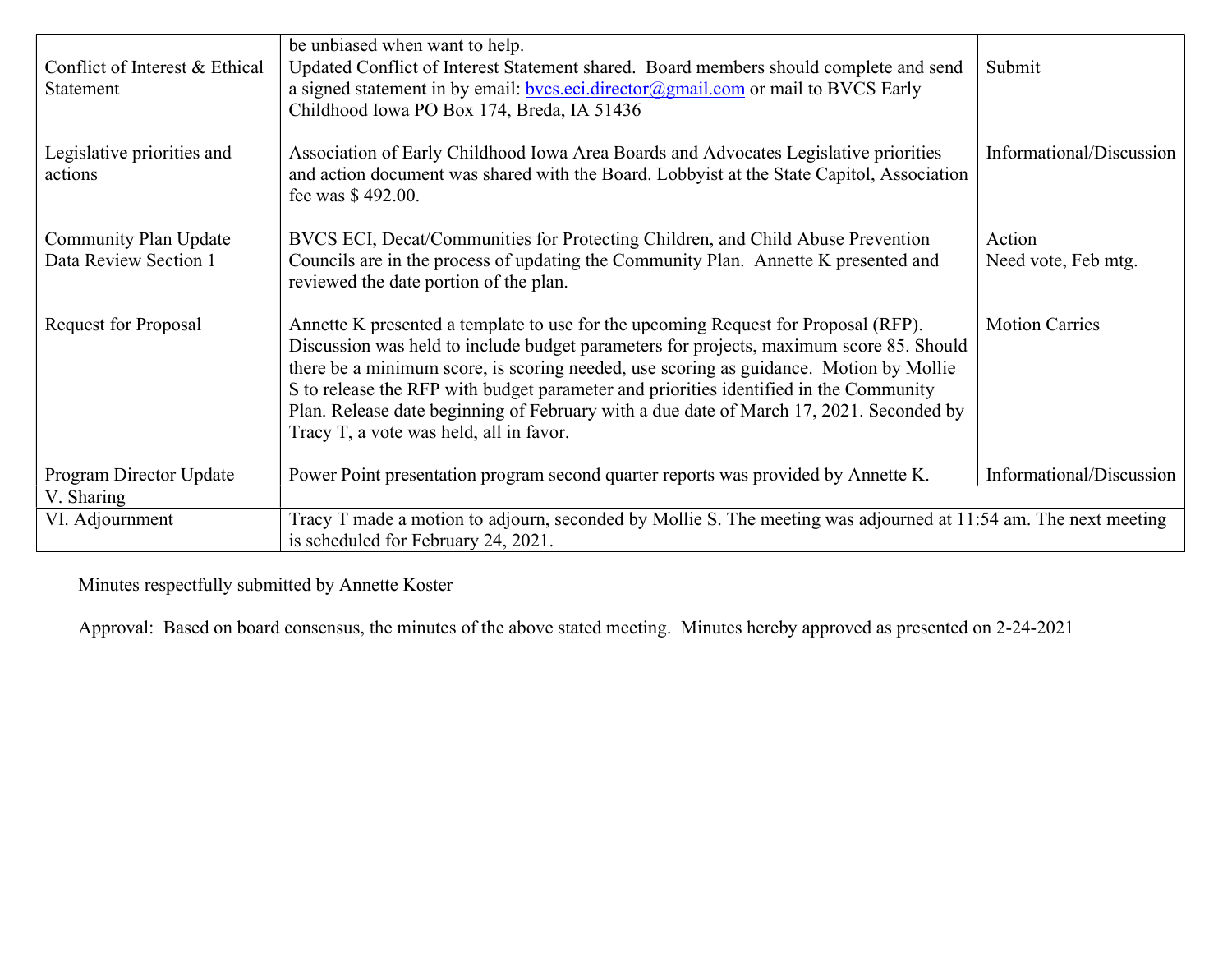| | | |
|---|---|---|
| Conflict of Interest & Ethical Statement | be unbiased when want to help.<br>Updated Conflict of Interest Statement shared. Board members should complete and send a signed statement in by email: bvcs.eci.director@gmail.com or mail to BVCS Early Childhood Iowa PO Box 174, Breda, IA 51436 | Submit |
| Legislative priorities and actions | Association of Early Childhood Iowa Area Boards and Advocates Legislative priorities and action document was shared with the Board. Lobbyist at the State Capitol, Association fee was $ 492.00. | Informational/Discussion |
| Community Plan Update Data Review Section 1 | BVCS ECI, Decat/Communities for Protecting Children, and Child Abuse Prevention Councils are in the process of updating the Community Plan. Annette K presented and reviewed the date portion of the plan. | Action<br>Need vote, Feb mtg. |
| Request for Proposal | Annette K presented a template to use for the upcoming Request for Proposal (RFP). Discussion was held to include budget parameters for projects, maximum score 85. Should there be a minimum score, is scoring needed, use scoring as guidance. Motion by Mollie S to release the RFP with budget parameter and priorities identified in the Community Plan. Release date beginning of February with a due date of March 17, 2021. Seconded by Tracy T, a vote was held, all in favor. | Motion Carries |
| Program Director Update | Power Point presentation program second quarter reports was provided by Annette K. | Informational/Discussion |
| V. Sharing | | |
| VI. Adjournment | Tracy T made a motion to adjourn, seconded by Mollie S. The meeting was adjourned at 11:54 am. The next meeting is scheduled for February 24, 2021. | |

Minutes respectfully submitted by Annette Koster

Approval: Based on board consensus, the minutes of the above stated meeting. Minutes hereby approved as presented on 2-24-2021